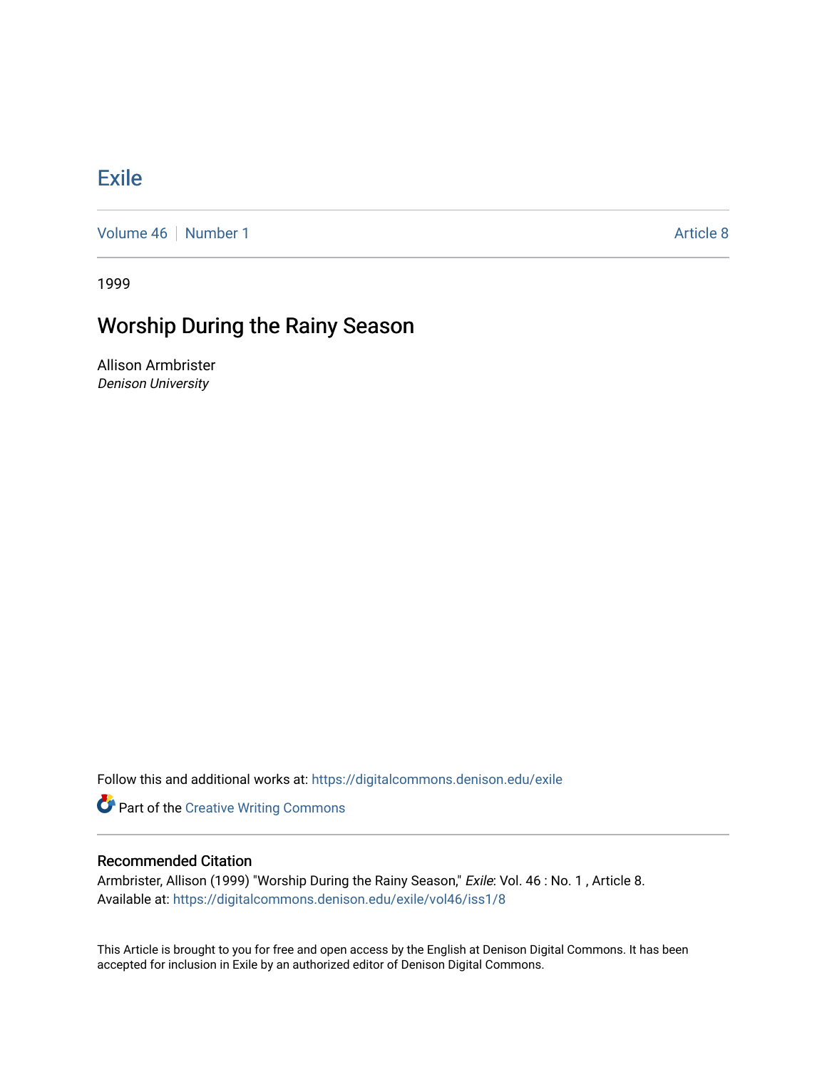# Exile

Volume 46 | Number 1 | Article 8

1999

## Worship During the Rainy Season

Allison Armbrister
*Denison University*

Follow this and additional works at: https://digitalcommons.denison.edu/exile

Part of the Creative Writing Commons

### Recommended Citation

Armbrister, Allison (1999) "Worship During the Rainy Season," *Exile*: Vol. 46 : No. 1 , Article 8.
Available at: https://digitalcommons.denison.edu/exile/vol46/iss1/8

This Article is brought to you for free and open access by the English at Denison Digital Commons. It has been accepted for inclusion in Exile by an authorized editor of Denison Digital Commons.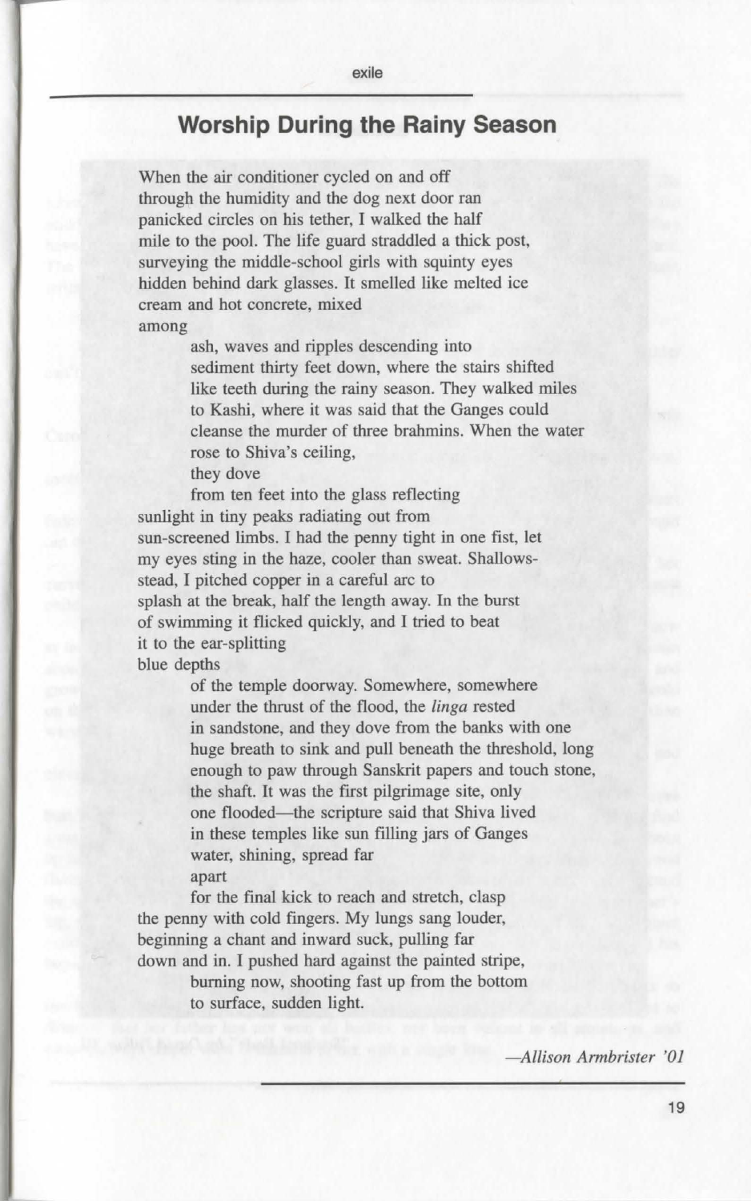## Worship During the Rainy Season

When the air conditioner cycled on and off
through the humidity and the dog next door ran
panicked circles on his tether, I walked the half
mile to the pool. The life guard straddled a thick post,
surveying the middle-school girls with squinty eyes
hidden behind dark glasses. It smelled like melted ice
cream and hot concrete, mixed
among

ash, waves and ripples descending into
sediment thirty feet down, where the stairs shifted
like teeth during the rainy season. They walked miles
to Kashi, where it was said that the Ganges could
cleanse the murder of three brahmins. When the water
rose to Shiva's ceiling,
they dove
from ten feet into the glass reflecting

sunlight in tiny peaks radiating out from
sun-screened limbs. I had the penny tight in one fist, let
my eyes sting in the haze, cooler than sweat. Shallows-
stead, I pitched copper in a careful arc to
splash at the break, half the length away. In the burst
of swimming it flicked quickly, and I tried to beat
it to the ear-splitting
blue depths

of the temple doorway. Somewhere, somewhere
under the thrust of the flood, the *linga* rested
in sandstone, and they dove from the banks with one
huge breath to sink and pull beneath the threshold, long
enough to paw through Sanskrit papers and touch stone,
the shaft. It was the first pilgrimage site, only
one flooded—the scripture said that Shiva lived
in these temples like sun filling jars of Ganges
water, shining, spread far
apart
for the final kick to reach and stretch, clasp

the penny with cold fingers. My lungs sang louder,
beginning a chant and inward suck, pulling far
down and in. I pushed hard against the painted stripe,

burning now, shooting fast up from the bottom
to surface, sudden light.

*—Allison Armbrister '01*